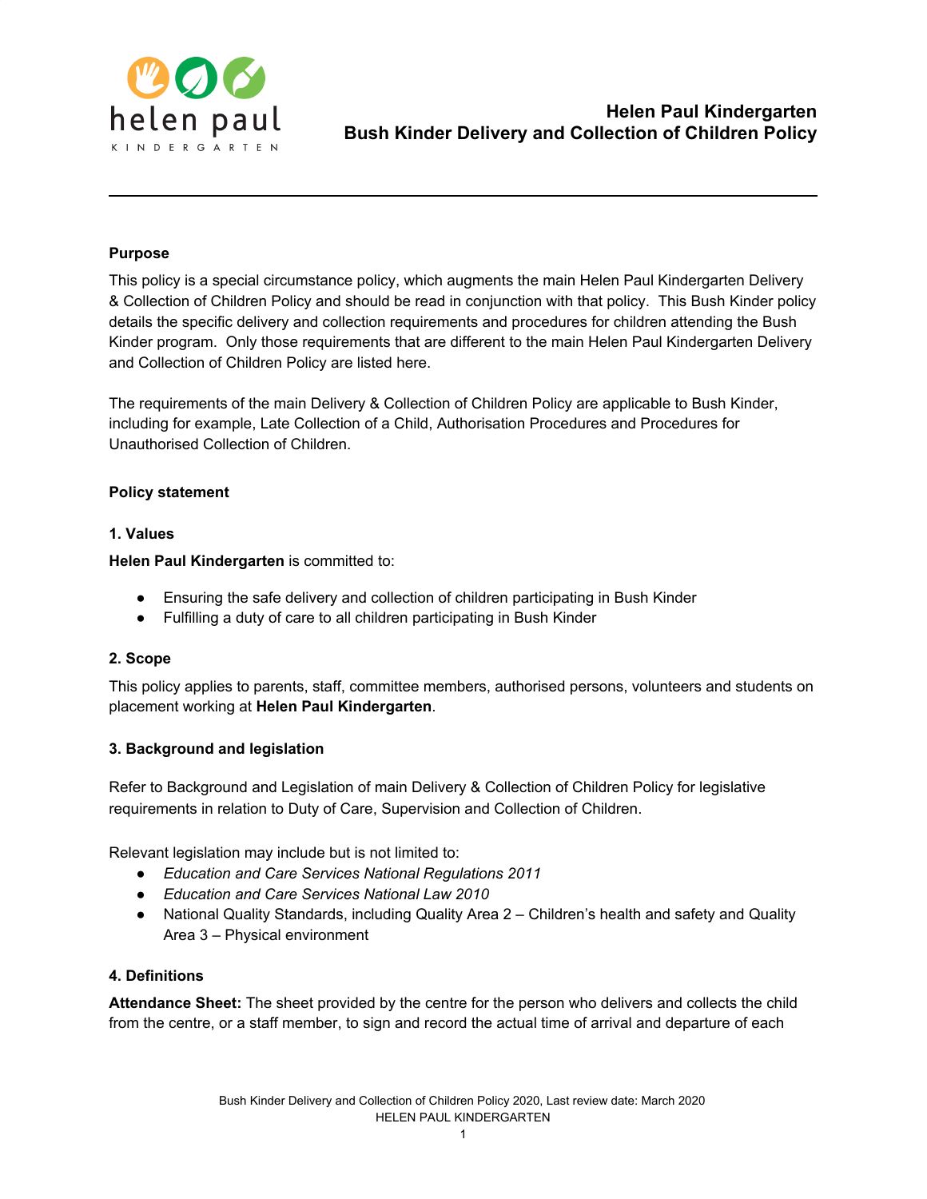# Helen Paul Kindergarten
# Bush Kinder Delivery and Collection of Children Policy

**Purpose**

This policy is a special circumstance policy, which augments the main Helen Paul Kindergarten Delivery & Collection of Children Policy and should be read in conjunction with that policy. This Bush Kinder policy details the specific delivery and collection requirements and procedures for children attending the Bush Kinder program. Only those requirements that are different to the main Helen Paul Kindergarten Delivery and Collection of Children Policy are listed here.

The requirements of the main Delivery & Collection of Children Policy are applicable to Bush Kinder, including for example, Late Collection of a Child, Authorisation Procedures and Procedures for Unauthorised Collection of Children.

**Policy statement**

**1. Values**

**Helen Paul Kindergarten** is committed to:

- Ensuring the safe delivery and collection of children participating in Bush Kinder
- Fulfilling a duty of care to all children participating in Bush Kinder

**2. Scope**

This policy applies to parents, staff, committee members, authorised persons, volunteers and students on placement working at **Helen Paul Kindergarten**.

**3. Background and legislation**

Refer to Background and Legislation of main Delivery & Collection of Children Policy for legislative requirements in relation to Duty of Care, Supervision and Collection of Children.

Relevant legislation may include but is not limited to:

- *Education and Care Services National Regulations 2011*
- *Education and Care Services National Law 2010*
- National Quality Standards, including Quality Area 2 – Children's health and safety and Quality Area 3 – Physical environment

**4. Definitions**

**Attendance Sheet:** The sheet provided by the centre for the person who delivers and collects the child from the centre, or a staff member, to sign and record the actual time of arrival and departure of each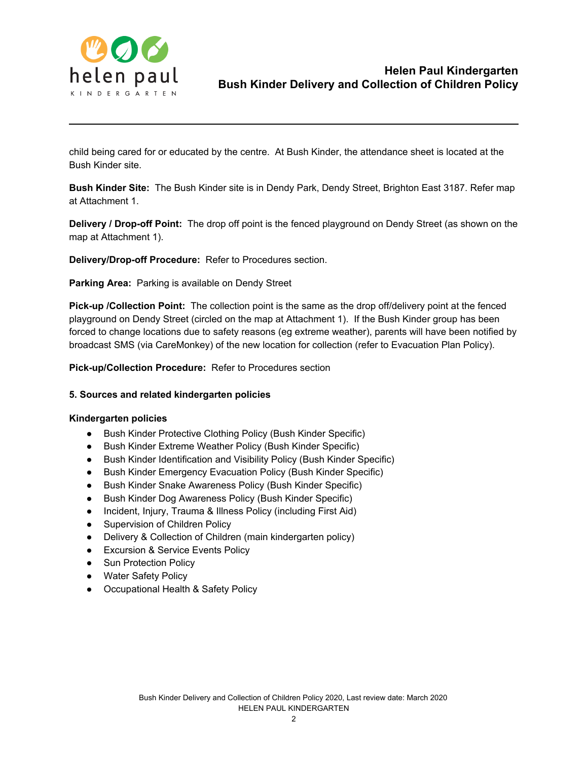child being cared for or educated by the centre. At Bush Kinder, the attendance sheet is located at the Bush Kinder site.

**Bush Kinder Site:** The Bush Kinder site is in Dendy Park, Dendy Street, Brighton East 3187. Refer map at Attachment 1.

**Delivery / Drop-off Point:** The drop off point is the fenced playground on Dendy Street (as shown on the map at Attachment 1).

**Delivery/Drop-off Procedure:** Refer to Procedures section.

**Parking Area:** Parking is available on Dendy Street

**Pick-up /Collection Point:** The collection point is the same as the drop off/delivery point at the fenced playground on Dendy Street (circled on the map at Attachment 1). If the Bush Kinder group has been forced to change locations due to safety reasons (eg extreme weather), parents will have been notified by broadcast SMS (via CareMonkey) of the new location for collection (refer to Evacuation Plan Policy).

**Pick-up/Collection Procedure:** Refer to Procedures section

### 5. Sources and related kindergarten policies

**Kindergarten policies**

- Bush Kinder Protective Clothing Policy (Bush Kinder Specific)
- Bush Kinder Extreme Weather Policy (Bush Kinder Specific)
- Bush Kinder Identification and Visibility Policy (Bush Kinder Specific)
- Bush Kinder Emergency Evacuation Policy (Bush Kinder Specific)
- Bush Kinder Snake Awareness Policy (Bush Kinder Specific)
- Bush Kinder Dog Awareness Policy (Bush Kinder Specific)
- Incident, Injury, Trauma & Illness Policy (including First Aid)
- Supervision of Children Policy
- Delivery & Collection of Children (main kindergarten policy)
- Excursion & Service Events Policy
- Sun Protection Policy
- Water Safety Policy
- Occupational Health & Safety Policy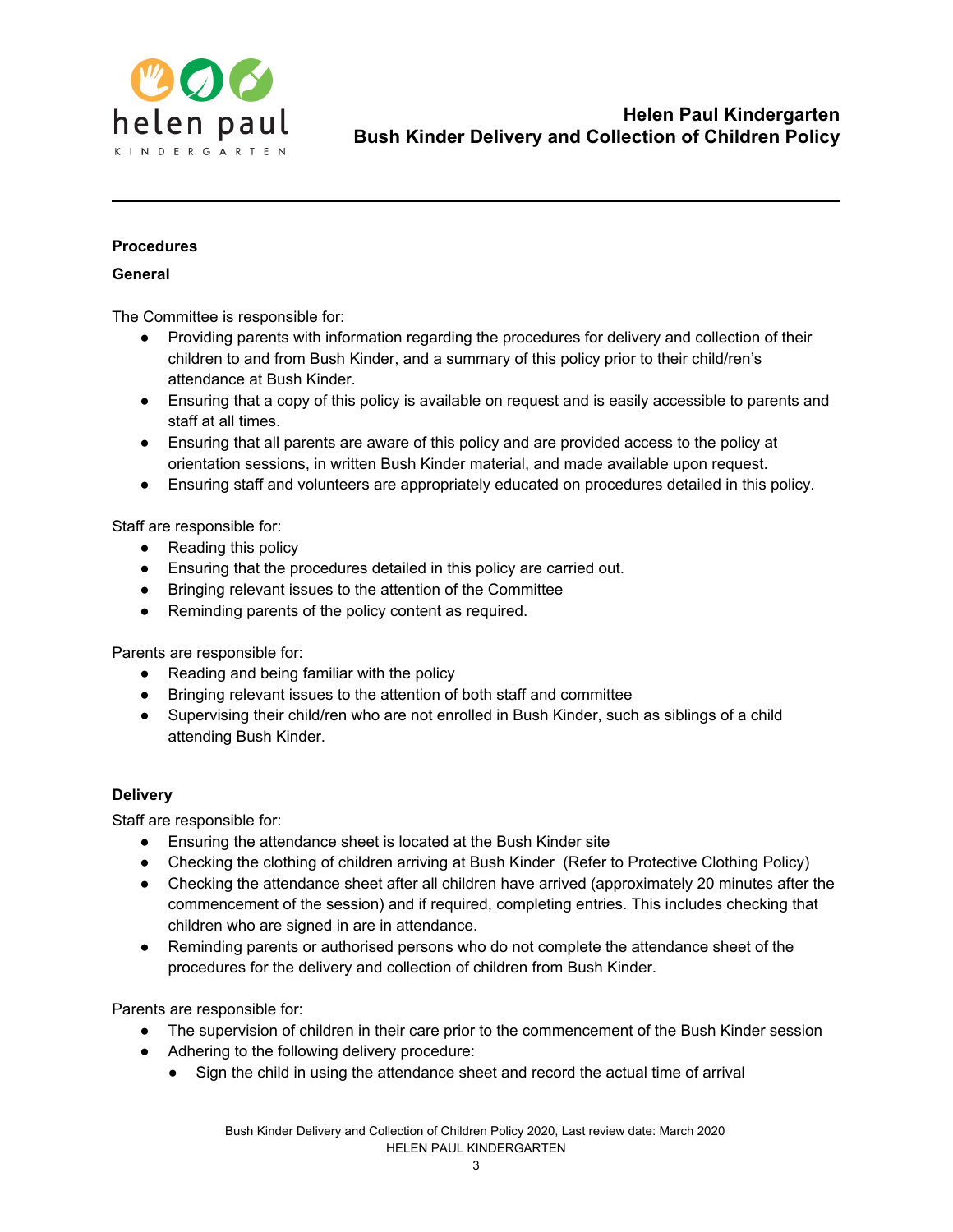**Procedures**

**General**

The Committee is responsible for:

- Providing parents with information regarding the procedures for delivery and collection of their children to and from Bush Kinder, and a summary of this policy prior to their child/ren's attendance at Bush Kinder.
- Ensuring that a copy of this policy is available on request and is easily accessible to parents and staff at all times.
- Ensuring that all parents are aware of this policy and are provided access to the policy at orientation sessions, in written Bush Kinder material, and made available upon request.
- Ensuring staff and volunteers are appropriately educated on procedures detailed in this policy.

Staff are responsible for:

- Reading this policy
- Ensuring that the procedures detailed in this policy are carried out.
- Bringing relevant issues to the attention of the Committee
- Reminding parents of the policy content as required.

Parents are responsible for:

- Reading and being familiar with the policy
- Bringing relevant issues to the attention of both staff and committee
- Supervising their child/ren who are not enrolled in Bush Kinder, such as siblings of a child attending Bush Kinder.

**Delivery**

Staff are responsible for:

- Ensuring the attendance sheet is located at the Bush Kinder site
- Checking the clothing of children arriving at Bush Kinder (Refer to Protective Clothing Policy)
- Checking the attendance sheet after all children have arrived (approximately 20 minutes after the commencement of the session) and if required, completing entries. This includes checking that children who are signed in are in attendance.
- Reminding parents or authorised persons who do not complete the attendance sheet of the procedures for the delivery and collection of children from Bush Kinder.

Parents are responsible for:

- The supervision of children in their care prior to the commencement of the Bush Kinder session
- Adhering to the following delivery procedure:
  - Sign the child in using the attendance sheet and record the actual time of arrival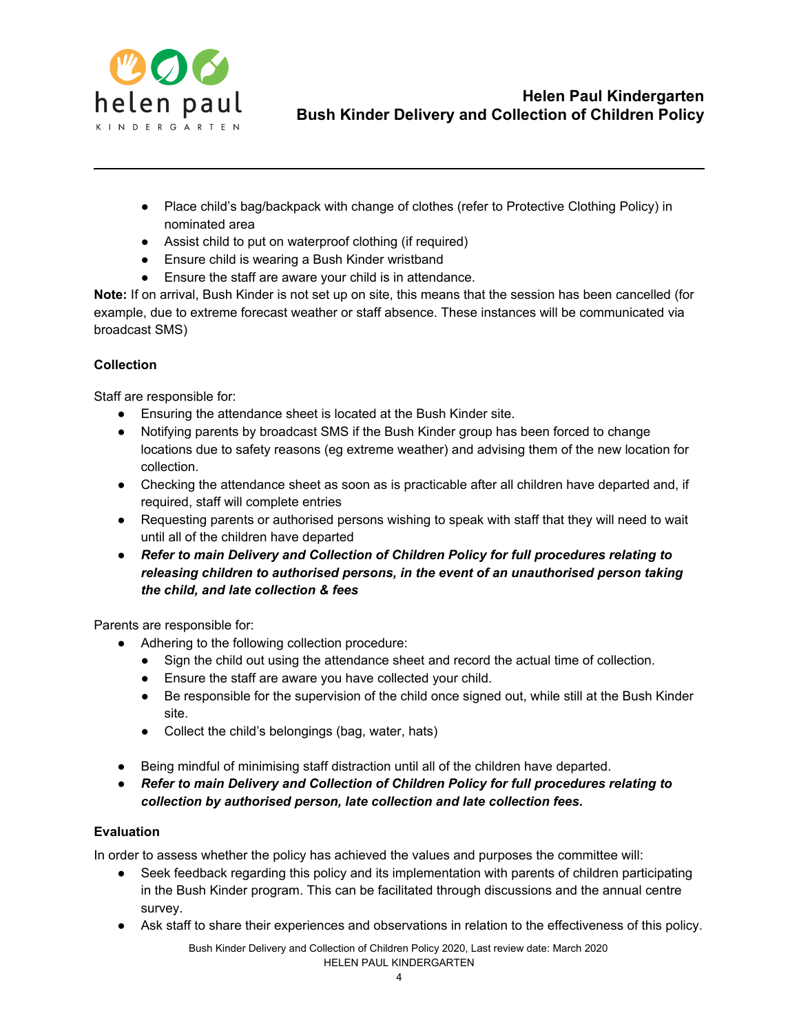- Place child's bag/backpack with change of clothes (refer to Protective Clothing Policy) in nominated area
- Assist child to put on waterproof clothing (if required)
- Ensure child is wearing a Bush Kinder wristband
- Ensure the staff are aware your child is in attendance.

**Note:** If on arrival, Bush Kinder is not set up on site, this means that the session has been cancelled (for example, due to extreme forecast weather or staff absence. These instances will be communicated via broadcast SMS)

**Collection**

Staff are responsible for:

- Ensuring the attendance sheet is located at the Bush Kinder site.
- Notifying parents by broadcast SMS if the Bush Kinder group has been forced to change locations due to safety reasons (eg extreme weather) and advising them of the new location for collection.
- Checking the attendance sheet as soon as is practicable after all children have departed and, if required, staff will complete entries
- Requesting parents or authorised persons wishing to speak with staff that they will need to wait until all of the children have departed
- ***Refer to main Delivery and Collection of Children Policy for full procedures relating to releasing children to authorised persons, in the event of an unauthorised person taking the child, and late collection & fees***

Parents are responsible for:

- Adhering to the following collection procedure:
  - Sign the child out using the attendance sheet and record the actual time of collection.
  - Ensure the staff are aware you have collected your child.
  - Be responsible for the supervision of the child once signed out, while still at the Bush Kinder site.
  - Collect the child's belongings (bag, water, hats)
- Being mindful of minimising staff distraction until all of the children have departed.
- ***Refer to main Delivery and Collection of Children Policy for full procedures relating to collection by authorised person, late collection and late collection fees.***

**Evaluation**

In order to assess whether the policy has achieved the values and purposes the committee will:

- Seek feedback regarding this policy and its implementation with parents of children participating in the Bush Kinder program. This can be facilitated through discussions and the annual centre survey.
- Ask staff to share their experiences and observations in relation to the effectiveness of this policy.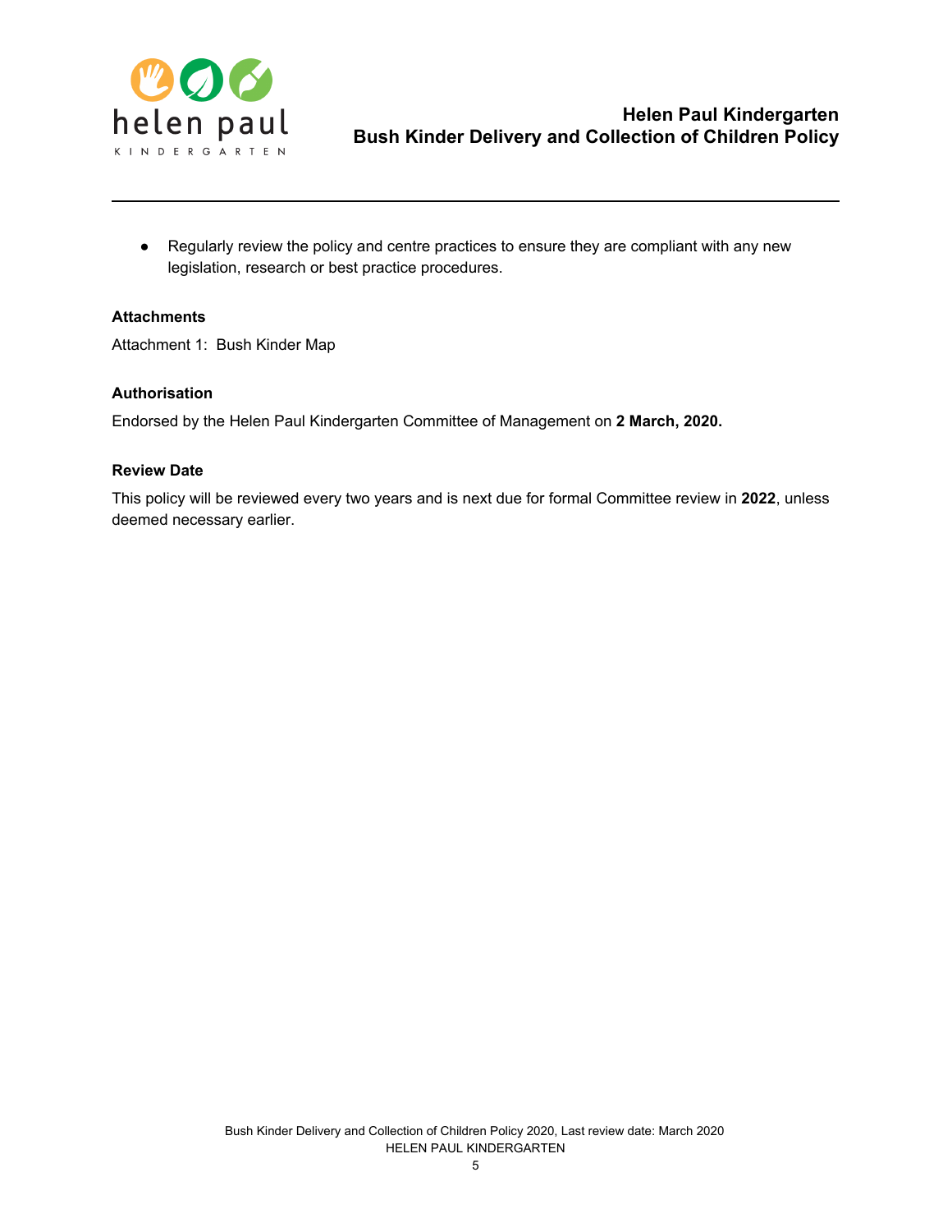- Regularly review the policy and centre practices to ensure they are compliant with any new legislation, research or best practice procedures.

### Attachments

Attachment 1: Bush Kinder Map

### Authorisation

Endorsed by the Helen Paul Kindergarten Committee of Management on **2 March, 2020.**

### Review Date

This policy will be reviewed every two years and is next due for formal Committee review in **2022**, unless deemed necessary earlier.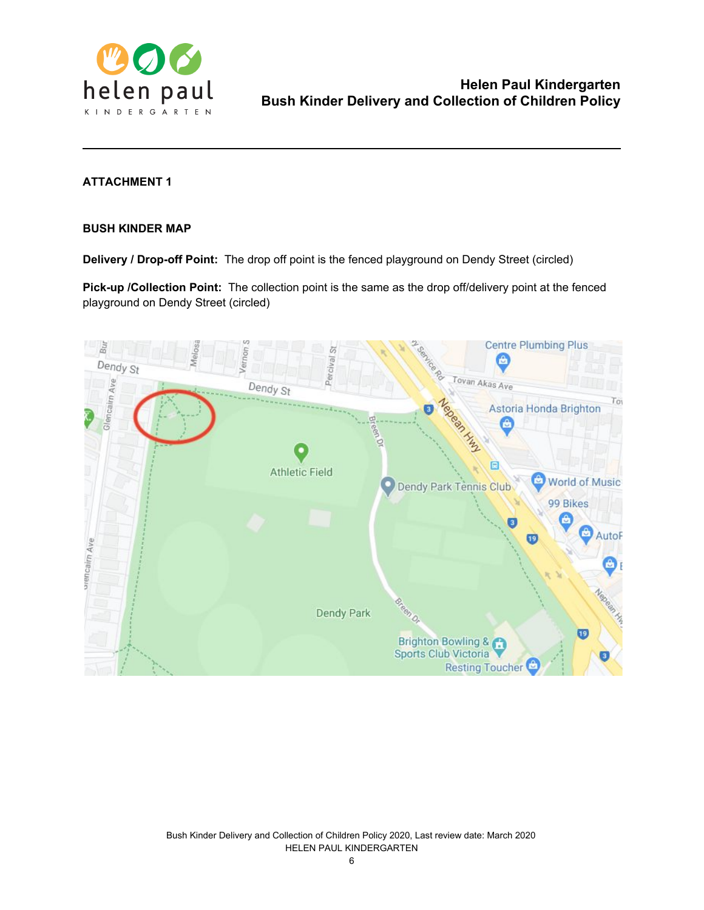# ATTACHMENT 1

## BUSH KINDER MAP

**Delivery / Drop-off Point:** The drop off point is the fenced playground on Dendy Street (circled)

**Pick-up /Collection Point:** The collection point is the same as the drop off/delivery point at the fenced playground on Dendy Street (circled)

Dendy St
Dendy St
Glencairn Ave
Melosa
Vernon S
Percival St
Service Rd
Tovan Akas Ave
Centre Plumbing Plus
Astoria Honda Brighton
Nepean Hwy
Breen Dr
Athletic Field
Dendy Park Tennis Club
World of Music
99 Bikes
AutoP
Glencairn Ave
Dendy Park
Breen Dr
Brighton Bowling & Sports Club Victoria
Resting Toucher
Nepean Hwy